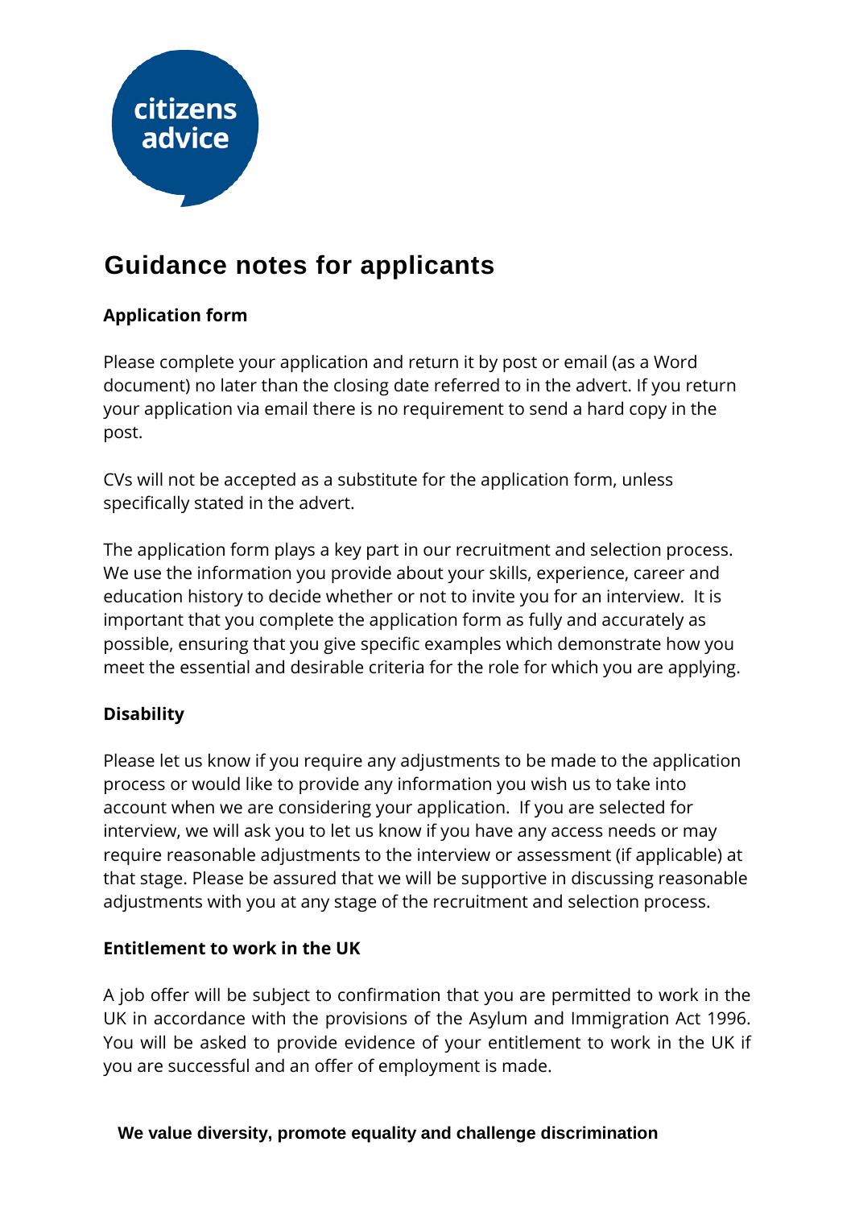# Guidance notes for applicants

### Application form

Please complete your application and return it by post or email (as a Word document) no later than the closing date referred to in the advert. If you return your application via email there is no requirement to send a hard copy in the post.

CVs will not be accepted as a substitute for the application form, unless specifically stated in the advert.

The application form plays a key part in our recruitment and selection process. We use the information you provide about your skills, experience, career and education history to decide whether or not to invite you for an interview. It is important that you complete the application form as fully and accurately as possible, ensuring that you give specific examples which demonstrate how you meet the essential and desirable criteria for the role for which you are applying.

### Disability

Please let us know if you require any adjustments to be made to the application process or would like to provide any information you wish us to take into account when we are considering your application. If you are selected for interview, we will ask you to let us know if you have any access needs or may require reasonable adjustments to the interview or assessment (if applicable) at that stage. Please be assured that we will be supportive in discussing reasonable adjustments with you at any stage of the recruitment and selection process.

### Entitlement to work in the UK

A job offer will be subject to confirmation that you are permitted to work in the UK in accordance with the provisions of the Asylum and Immigration Act 1996. You will be asked to provide evidence of your entitlement to work in the UK if you are successful and an offer of employment is made.

**We value diversity, promote equality and challenge discrimination**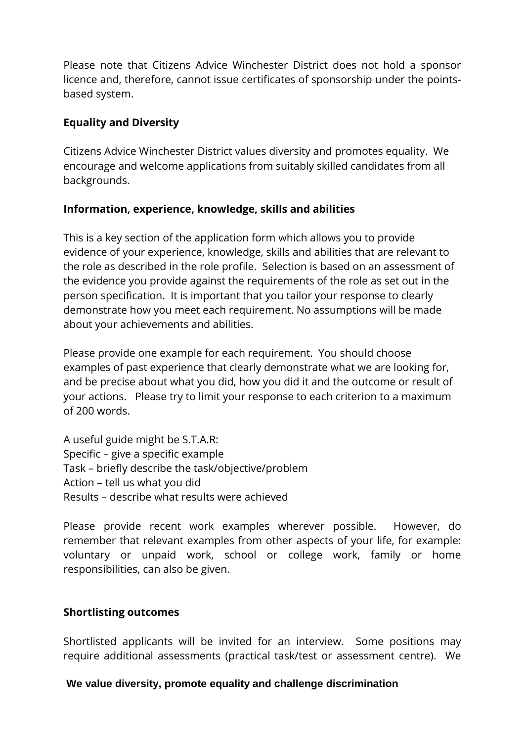Please note that Citizens Advice Winchester District does not hold a sponsor licence and, therefore, cannot issue certificates of sponsorship under the points-based system.

**Equality and Diversity**

Citizens Advice Winchester District values diversity and promotes equality. We encourage and welcome applications from suitably skilled candidates from all backgrounds.

**Information, experience, knowledge, skills and abilities**

This is a key section of the application form which allows you to provide evidence of your experience, knowledge, skills and abilities that are relevant to the role as described in the role profile. Selection is based on an assessment of the evidence you provide against the requirements of the role as set out in the person specification. It is important that you tailor your response to clearly demonstrate how you meet each requirement. No assumptions will be made about your achievements and abilities.

Please provide one example for each requirement. You should choose examples of past experience that clearly demonstrate what we are looking for, and be precise about what you did, how you did it and the outcome or result of your actions. Please try to limit your response to each criterion to a maximum of 200 words.

A useful guide might be S.T.A.R:
Specific – give a specific example
Task – briefly describe the task/objective/problem
Action – tell us what you did
Results – describe what results were achieved

Please provide recent work examples wherever possible. However, do remember that relevant examples from other aspects of your life, for example: voluntary or unpaid work, school or college work, family or home responsibilities, can also be given.

**Shortlisting outcomes**

Shortlisted applicants will be invited for an interview. Some positions may require additional assessments (practical task/test or assessment centre). We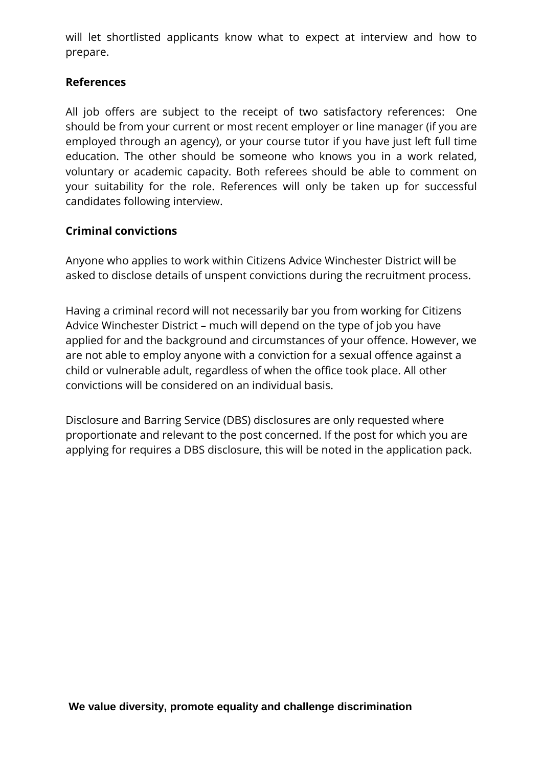will let shortlisted applicants know what to expect at interview and how to prepare.

**References**

All job offers are subject to the receipt of two satisfactory references: One should be from your current or most recent employer or line manager (if you are employed through an agency), or your course tutor if you have just left full time education. The other should be someone who knows you in a work related, voluntary or academic capacity. Both referees should be able to comment on your suitability for the role. References will only be taken up for successful candidates following interview.

**Criminal convictions**

Anyone who applies to work within Citizens Advice Winchester District will be asked to disclose details of unspent convictions during the recruitment process.

Having a criminal record will not necessarily bar you from working for Citizens Advice Winchester District – much will depend on the type of job you have applied for and the background and circumstances of your offence. However, we are not able to employ anyone with a conviction for a sexual offence against a child or vulnerable adult, regardless of when the office took place. All other convictions will be considered on an individual basis.

Disclosure and Barring Service (DBS) disclosures are only requested where proportionate and relevant to the post concerned. If the post for which you are applying for requires a DBS disclosure, this will be noted in the application pack.

**We value diversity, promote equality and challenge discrimination**